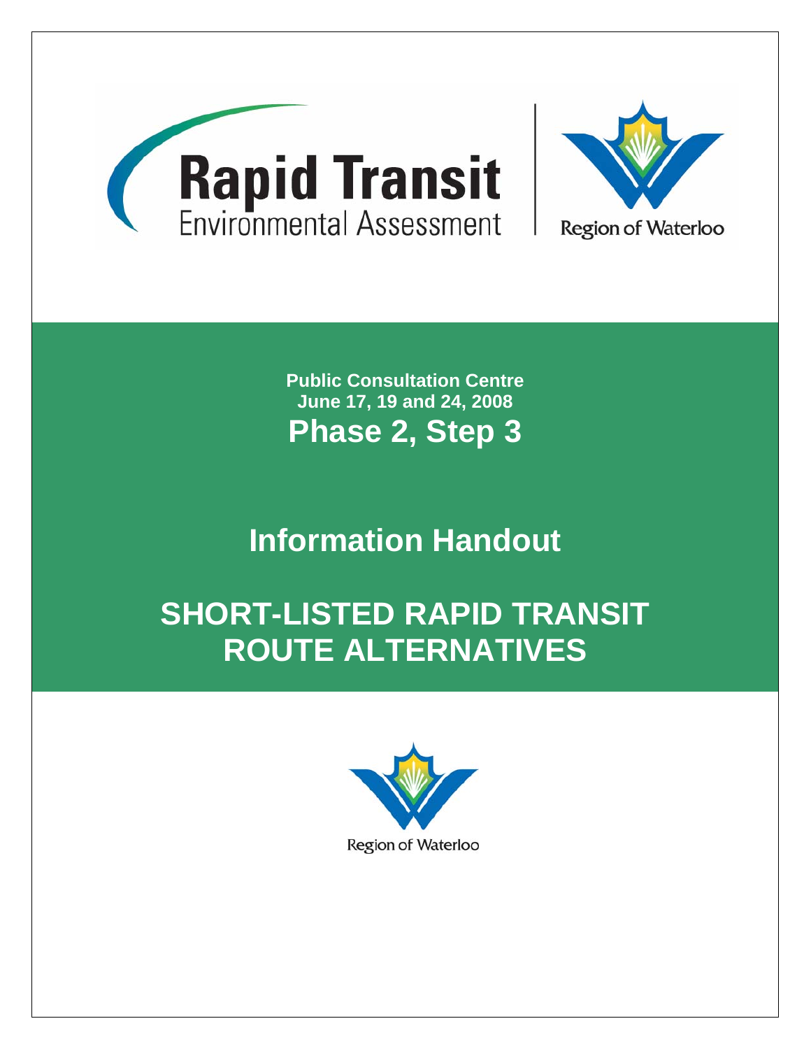# Rapid Transit

Environmental Assessment

Region of Waterloo

**Public Consultation Centre**
**June 17, 19 and 24, 2008**

## Phase 2, Step 3

## Information Handout

# SHORT-LISTED RAPID TRANSIT ROUTE ALTERNATIVES

Region of Waterloo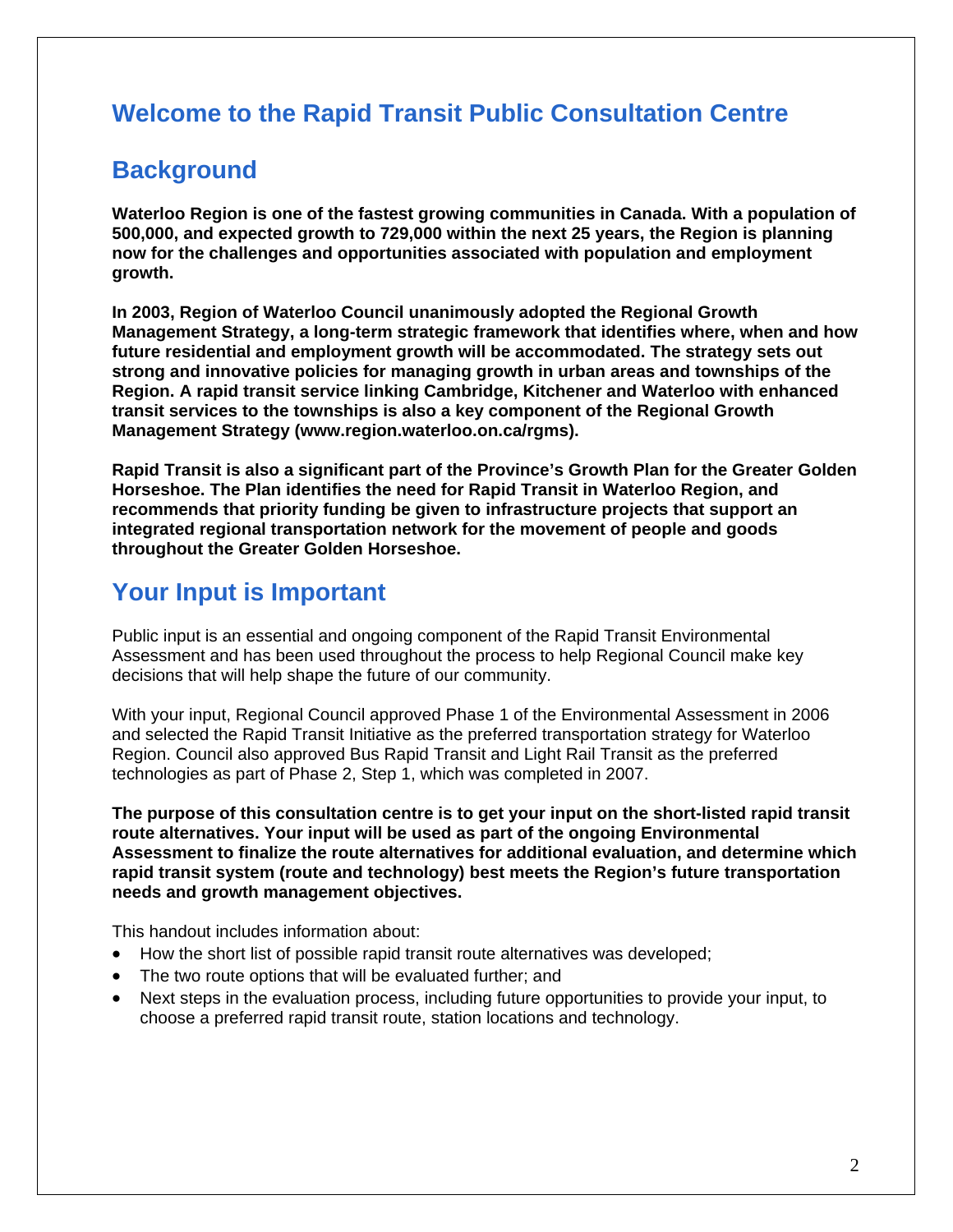# Welcome to the Rapid Transit Public Consultation Centre

## Background

**Waterloo Region is one of the fastest growing communities in Canada. With a population of 500,000, and expected growth to 729,000 within the next 25 years, the Region is planning now for the challenges and opportunities associated with population and employment growth.**

**In 2003, Region of Waterloo Council unanimously adopted the Regional Growth Management Strategy, a long-term strategic framework that identifies where, when and how future residential and employment growth will be accommodated. The strategy sets out strong and innovative policies for managing growth in urban areas and townships of the Region. A rapid transit service linking Cambridge, Kitchener and Waterloo with enhanced transit services to the townships is also a key component of the Regional Growth Management Strategy (www.region.waterloo.on.ca/rgms).**

**Rapid Transit is also a significant part of the Province's Growth Plan for the Greater Golden Horseshoe. The Plan identifies the need for Rapid Transit in Waterloo Region, and recommends that priority funding be given to infrastructure projects that support an integrated regional transportation network for the movement of people and goods throughout the Greater Golden Horseshoe.**

## Your Input is Important

Public input is an essential and ongoing component of the Rapid Transit Environmental Assessment and has been used throughout the process to help Regional Council make key decisions that will help shape the future of our community.

With your input, Regional Council approved Phase 1 of the Environmental Assessment in 2006 and selected the Rapid Transit Initiative as the preferred transportation strategy for Waterloo Region. Council also approved Bus Rapid Transit and Light Rail Transit as the preferred technologies as part of Phase 2, Step 1, which was completed in 2007.

**The purpose of this consultation centre is to get your input on the short-listed rapid transit route alternatives. Your input will be used as part of the ongoing Environmental Assessment to finalize the route alternatives for additional evaluation, and determine which rapid transit system (route and technology) best meets the Region's future transportation needs and growth management objectives.**

This handout includes information about:

- How the short list of possible rapid transit route alternatives was developed;
- The two route options that will be evaluated further; and
- Next steps in the evaluation process, including future opportunities to provide your input, to choose a preferred rapid transit route, station locations and technology.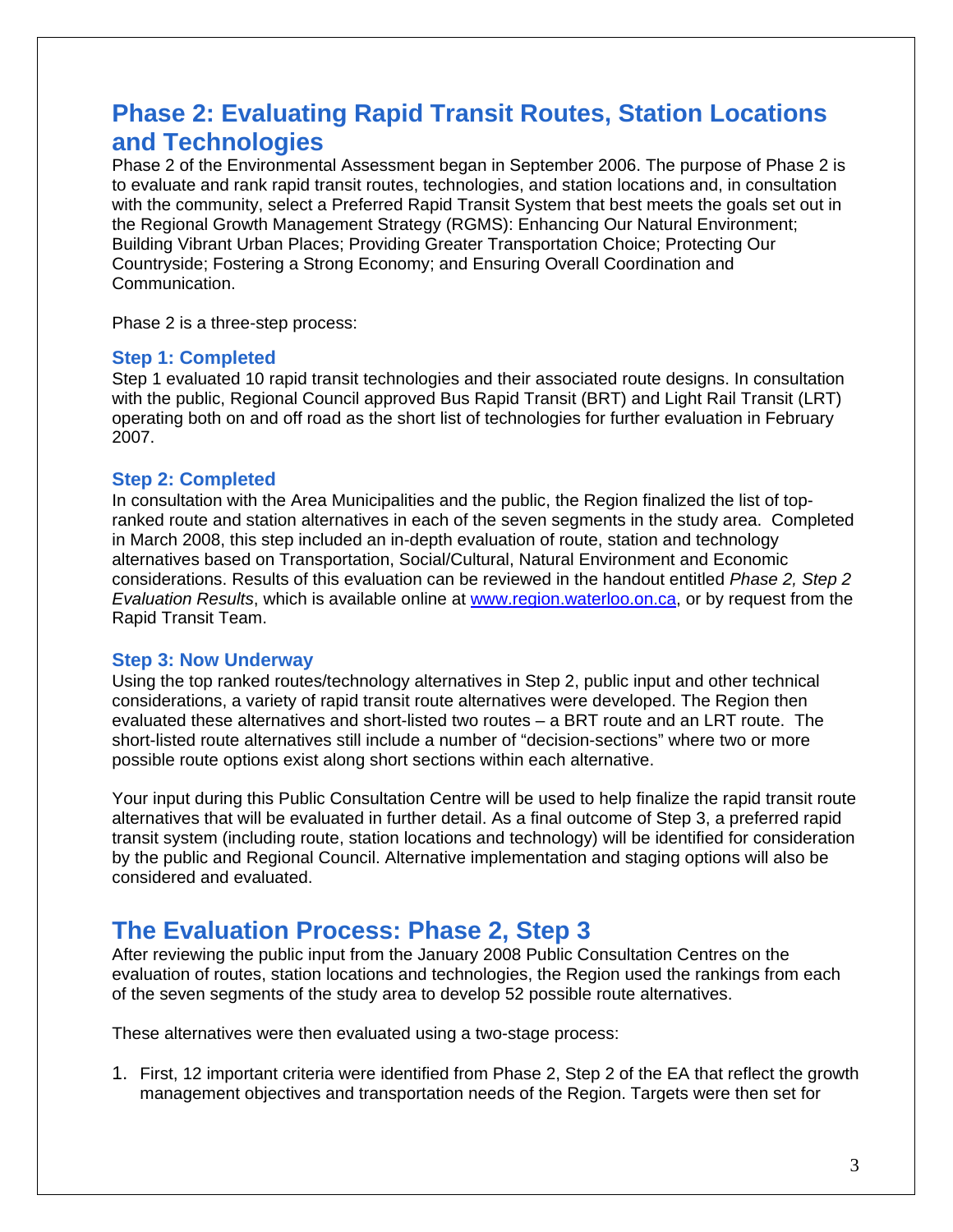## Phase 2: Evaluating Rapid Transit Routes, Station Locations and Technologies

Phase 2 of the Environmental Assessment began in September 2006. The purpose of Phase 2 is to evaluate and rank rapid transit routes, technologies, and station locations and, in consultation with the community, select a Preferred Rapid Transit System that best meets the goals set out in the Regional Growth Management Strategy (RGMS): Enhancing Our Natural Environment; Building Vibrant Urban Places; Providing Greater Transportation Choice; Protecting Our Countryside; Fostering a Strong Economy; and Ensuring Overall Coordination and Communication.

Phase 2 is a three-step process:

### Step 1: Completed

Step 1 evaluated 10 rapid transit technologies and their associated route designs. In consultation with the public, Regional Council approved Bus Rapid Transit (BRT) and Light Rail Transit (LRT) operating both on and off road as the short list of technologies for further evaluation in February 2007.

### Step 2: Completed

In consultation with the Area Municipalities and the public, the Region finalized the list of top-ranked route and station alternatives in each of the seven segments in the study area. Completed in March 2008, this step included an in-depth evaluation of route, station and technology alternatives based on Transportation, Social/Cultural, Natural Environment and Economic considerations. Results of this evaluation can be reviewed in the handout entitled *Phase 2, Step 2 Evaluation Results*, which is available online at [www.region.waterloo.on.ca](http://www.region.waterloo.on.ca), or by request from the Rapid Transit Team.

### Step 3: Now Underway

Using the top ranked routes/technology alternatives in Step 2, public input and other technical considerations, a variety of rapid transit route alternatives were developed. The Region then evaluated these alternatives and short-listed two routes – a BRT route and an LRT route. The short-listed route alternatives still include a number of "decision-sections" where two or more possible route options exist along short sections within each alternative.

Your input during this Public Consultation Centre will be used to help finalize the rapid transit route alternatives that will be evaluated in further detail. As a final outcome of Step 3, a preferred rapid transit system (including route, station locations and technology) will be identified for consideration by the public and Regional Council. Alternative implementation and staging options will also be considered and evaluated.

## The Evaluation Process: Phase 2, Step 3

After reviewing the public input from the January 2008 Public Consultation Centres on the evaluation of routes, station locations and technologies, the Region used the rankings from each of the seven segments of the study area to develop 52 possible route alternatives.

These alternatives were then evaluated using a two-stage process:

1. First, 12 important criteria were identified from Phase 2, Step 2 of the EA that reflect the growth management objectives and transportation needs of the Region. Targets were then set for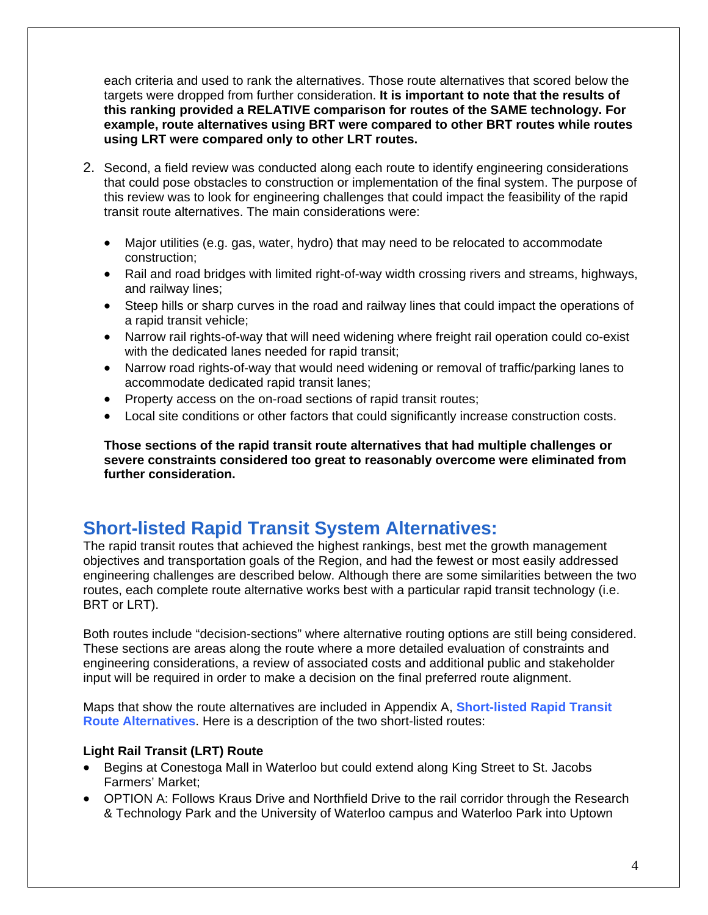each criteria and used to rank the alternatives. Those route alternatives that scored below the targets were dropped from further consideration. **It is important to note that the results of this ranking provided a RELATIVE comparison for routes of the SAME technology. For example, route alternatives using BRT were compared to other BRT routes while routes using LRT were compared only to other LRT routes.**

2. Second, a field review was conducted along each route to identify engineering considerations that could pose obstacles to construction or implementation of the final system. The purpose of this review was to look for engineering challenges that could impact the feasibility of the rapid transit route alternatives. The main considerations were:

   - Major utilities (e.g. gas, water, hydro) that may need to be relocated to accommodate construction;
   - Rail and road bridges with limited right-of-way width crossing rivers and streams, highways, and railway lines;
   - Steep hills or sharp curves in the road and railway lines that could impact the operations of a rapid transit vehicle;
   - Narrow rail rights-of-way that will need widening where freight rail operation could co-exist with the dedicated lanes needed for rapid transit;
   - Narrow road rights-of-way that would need widening or removal of traffic/parking lanes to accommodate dedicated rapid transit lanes;
   - Property access on the on-road sections of rapid transit routes;
   - Local site conditions or other factors that could significantly increase construction costs.

   **Those sections of the rapid transit route alternatives that had multiple challenges or severe constraints considered too great to reasonably overcome were eliminated from further consideration.**

## Short-listed Rapid Transit System Alternatives:

The rapid transit routes that achieved the highest rankings, best met the growth management objectives and transportation goals of the Region, and had the fewest or most easily addressed engineering challenges are described below. Although there are some similarities between the two routes, each complete route alternative works best with a particular rapid transit technology (i.e. BRT or LRT).

Both routes include "decision-sections" where alternative routing options are still being considered. These sections are areas along the route where a more detailed evaluation of constraints and engineering considerations, a review of associated costs and additional public and stakeholder input will be required in order to make a decision on the final preferred route alignment.

Maps that show the route alternatives are included in Appendix A, **Short-listed Rapid Transit Route Alternatives**. Here is a description of the two short-listed routes:

**Light Rail Transit (LRT) Route**

- Begins at Conestoga Mall in Waterloo but could extend along King Street to St. Jacobs Farmers' Market;
- OPTION A: Follows Kraus Drive and Northfield Drive to the rail corridor through the Research & Technology Park and the University of Waterloo campus and Waterloo Park into Uptown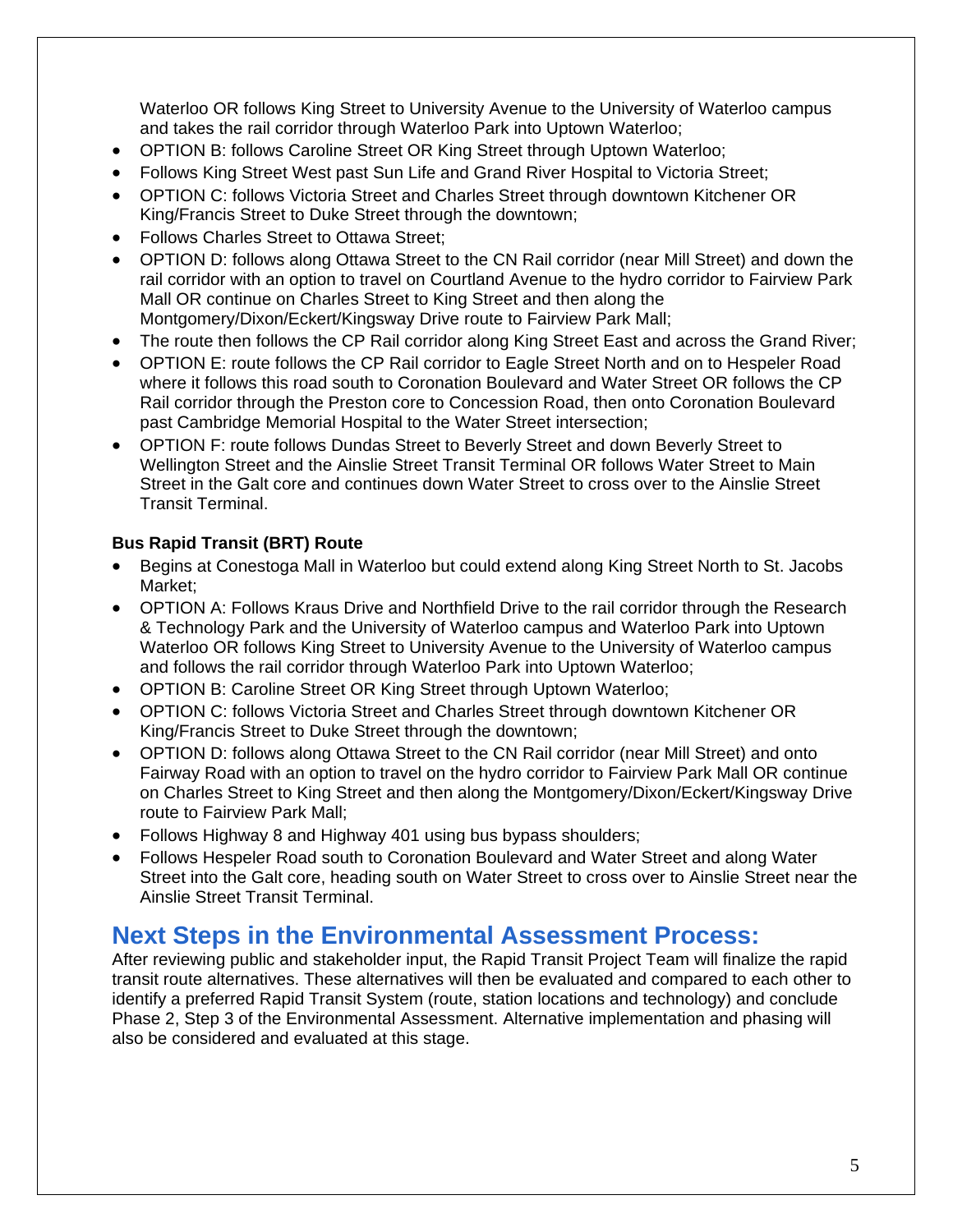Waterloo OR follows King Street to University Avenue to the University of Waterloo campus and takes the rail corridor through Waterloo Park into Uptown Waterloo;

- OPTION B: follows Caroline Street OR King Street through Uptown Waterloo;
- Follows King Street West past Sun Life and Grand River Hospital to Victoria Street;
- OPTION C: follows Victoria Street and Charles Street through downtown Kitchener OR King/Francis Street to Duke Street through the downtown;
- Follows Charles Street to Ottawa Street;
- OPTION D: follows along Ottawa Street to the CN Rail corridor (near Mill Street) and down the rail corridor with an option to travel on Courtland Avenue to the hydro corridor to Fairview Park Mall OR continue on Charles Street to King Street and then along the Montgomery/Dixon/Eckert/Kingsway Drive route to Fairview Park Mall;
- The route then follows the CP Rail corridor along King Street East and across the Grand River;
- OPTION E: route follows the CP Rail corridor to Eagle Street North and on to Hespeler Road where it follows this road south to Coronation Boulevard and Water Street OR follows the CP Rail corridor through the Preston core to Concession Road, then onto Coronation Boulevard past Cambridge Memorial Hospital to the Water Street intersection;
- OPTION F: route follows Dundas Street to Beverly Street and down Beverly Street to Wellington Street and the Ainslie Street Transit Terminal OR follows Water Street to Main Street in the Galt core and continues down Water Street to cross over to the Ainslie Street Transit Terminal.

**Bus Rapid Transit (BRT) Route**

- Begins at Conestoga Mall in Waterloo but could extend along King Street North to St. Jacobs Market;
- OPTION A: Follows Kraus Drive and Northfield Drive to the rail corridor through the Research & Technology Park and the University of Waterloo campus and Waterloo Park into Uptown Waterloo OR follows King Street to University Avenue to the University of Waterloo campus and follows the rail corridor through Waterloo Park into Uptown Waterloo;
- OPTION B: Caroline Street OR King Street through Uptown Waterloo;
- OPTION C: follows Victoria Street and Charles Street through downtown Kitchener OR King/Francis Street to Duke Street through the downtown;
- OPTION D: follows along Ottawa Street to the CN Rail corridor (near Mill Street) and onto Fairway Road with an option to travel on the hydro corridor to Fairview Park Mall OR continue on Charles Street to King Street and then along the Montgomery/Dixon/Eckert/Kingsway Drive route to Fairview Park Mall;
- Follows Highway 8 and Highway 401 using bus bypass shoulders;
- Follows Hespeler Road south to Coronation Boulevard and Water Street and along Water Street into the Galt core, heading south on Water Street to cross over to Ainslie Street near the Ainslie Street Transit Terminal.

## Next Steps in the Environmental Assessment Process:

After reviewing public and stakeholder input, the Rapid Transit Project Team will finalize the rapid transit route alternatives. These alternatives will then be evaluated and compared to each other to identify a preferred Rapid Transit System (route, station locations and technology) and conclude Phase 2, Step 3 of the Environmental Assessment. Alternative implementation and phasing will also be considered and evaluated at this stage.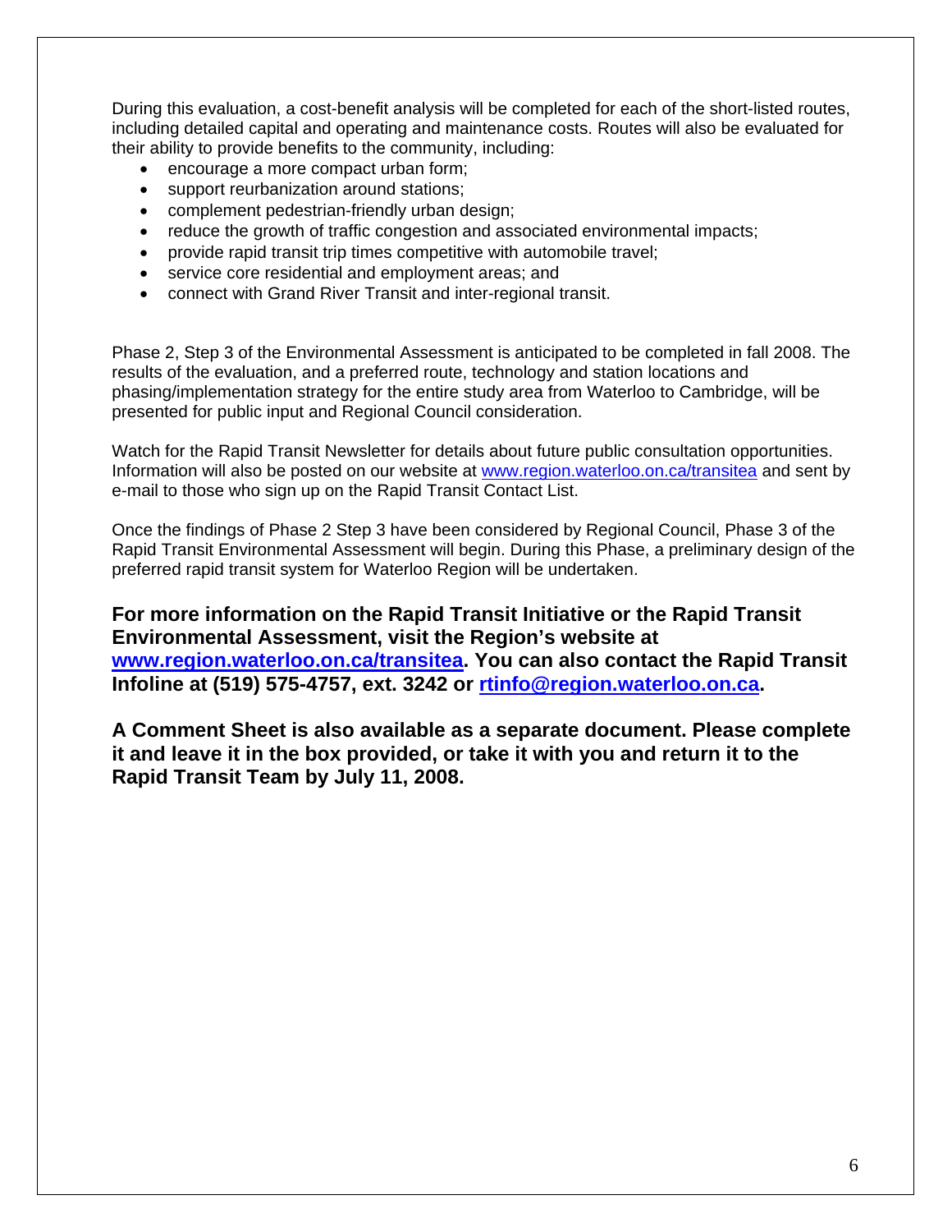During this evaluation, a cost-benefit analysis will be completed for each of the short-listed routes, including detailed capital and operating and maintenance costs. Routes will also be evaluated for their ability to provide benefits to the community, including:

- encourage a more compact urban form;
- support reurbanization around stations;
- complement pedestrian-friendly urban design;
- reduce the growth of traffic congestion and associated environmental impacts;
- provide rapid transit trip times competitive with automobile travel;
- service core residential and employment areas; and
- connect with Grand River Transit and inter-regional transit.

Phase 2, Step 3 of the Environmental Assessment is anticipated to be completed in fall 2008. The results of the evaluation, and a preferred route, technology and station locations and phasing/implementation strategy for the entire study area from Waterloo to Cambridge, will be presented for public input and Regional Council consideration.

Watch for the Rapid Transit Newsletter for details about future public consultation opportunities. Information will also be posted on our website at [www.region.waterloo.on.ca/transitea](http://www.region.waterloo.on.ca/transitea) and sent by e-mail to those who sign up on the Rapid Transit Contact List.

Once the findings of Phase 2 Step 3 have been considered by Regional Council, Phase 3 of the Rapid Transit Environmental Assessment will begin. During this Phase, a preliminary design of the preferred rapid transit system for Waterloo Region will be undertaken.

**For more information on the Rapid Transit Initiative or the Rapid Transit Environmental Assessment, visit the Region's website at [www.region.waterloo.on.ca/transitea](http://www.region.waterloo.on.ca/transitea). You can also contact the Rapid Transit Infoline at (519) 575-4757, ext. 3242 or [rtinfo@region.waterloo.on.ca](mailto:rtinfo@region.waterloo.on.ca).**

**A Comment Sheet is also available as a separate document. Please complete it and leave it in the box provided, or take it with you and return it to the Rapid Transit Team by July 11, 2008.**